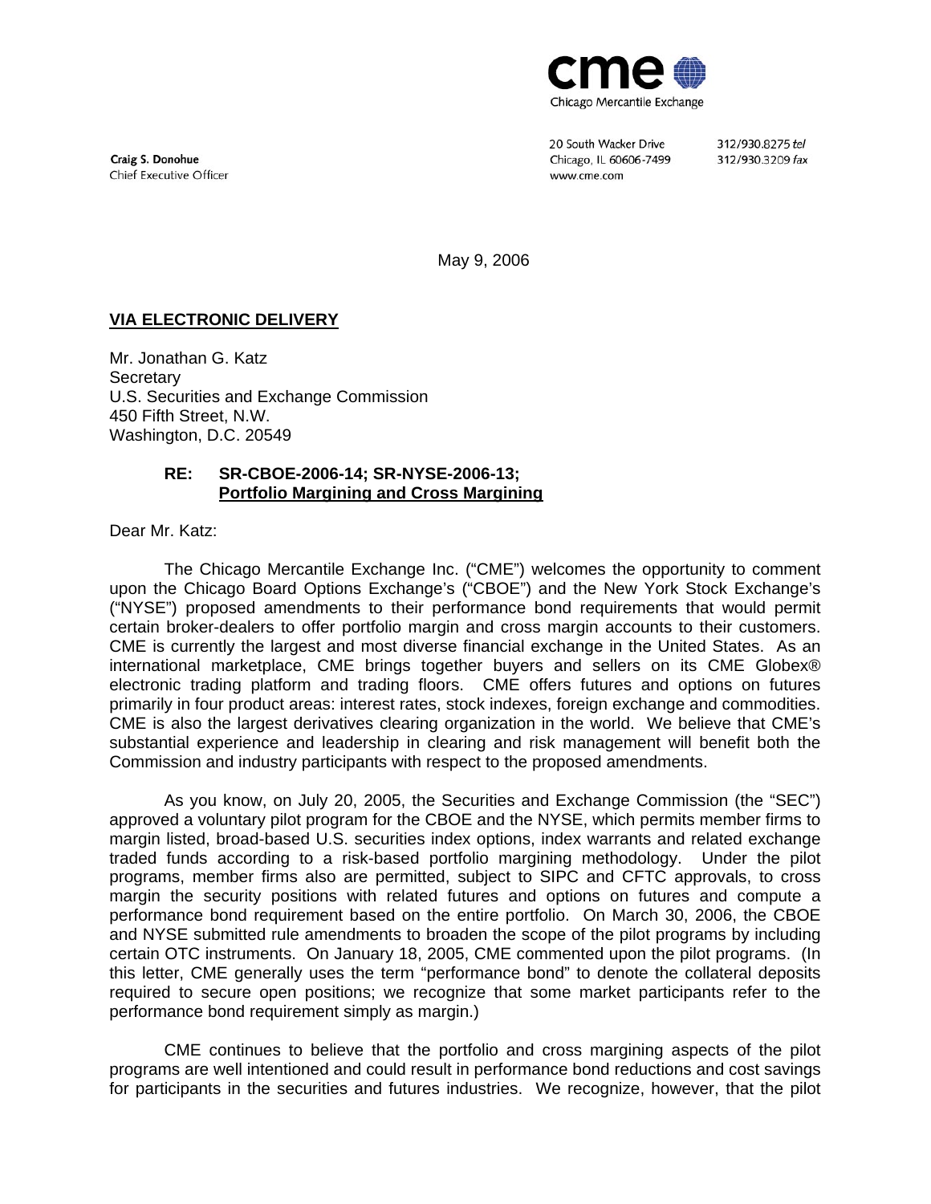**cme**
Chicago Mercantile Exchange

Craig S. Donohue
Chief Executive Officer

20 South Wacker Drive
Chicago, IL 60606-7499
www.cme.com

312/930.8275 *tel*
312/930.3209 *fax*

May 9, 2006

**VIA ELECTRONIC DELIVERY**

Mr. Jonathan G. Katz
Secretary
U.S. Securities and Exchange Commission
450 Fifth Street, N.W.
Washington, D.C. 20549

**RE: SR-CBOE-2006-14; SR-NYSE-2006-13;**
**Portfolio Margining and Cross Margining**

Dear Mr. Katz:

The Chicago Mercantile Exchange Inc. ("CME") welcomes the opportunity to comment upon the Chicago Board Options Exchange's ("CBOE") and the New York Stock Exchange's ("NYSE") proposed amendments to their performance bond requirements that would permit certain broker-dealers to offer portfolio margin and cross margin accounts to their customers. CME is currently the largest and most diverse financial exchange in the United States. As an international marketplace, CME brings together buyers and sellers on its CME Globex® electronic trading platform and trading floors. CME offers futures and options on futures primarily in four product areas: interest rates, stock indexes, foreign exchange and commodities. CME is also the largest derivatives clearing organization in the world. We believe that CME's substantial experience and leadership in clearing and risk management will benefit both the Commission and industry participants with respect to the proposed amendments.

As you know, on July 20, 2005, the Securities and Exchange Commission (the "SEC") approved a voluntary pilot program for the CBOE and the NYSE, which permits member firms to margin listed, broad-based U.S. securities index options, index warrants and related exchange traded funds according to a risk-based portfolio margining methodology. Under the pilot programs, member firms also are permitted, subject to SIPC and CFTC approvals, to cross margin the security positions with related futures and options on futures and compute a performance bond requirement based on the entire portfolio. On March 30, 2006, the CBOE and NYSE submitted rule amendments to broaden the scope of the pilot programs by including certain OTC instruments. On January 18, 2005, CME commented upon the pilot programs. (In this letter, CME generally uses the term "performance bond" to denote the collateral deposits required to secure open positions; we recognize that some market participants refer to the performance bond requirement simply as margin.)

CME continues to believe that the portfolio and cross margining aspects of the pilot programs are well intentioned and could result in performance bond reductions and cost savings for participants in the securities and futures industries. We recognize, however, that the pilot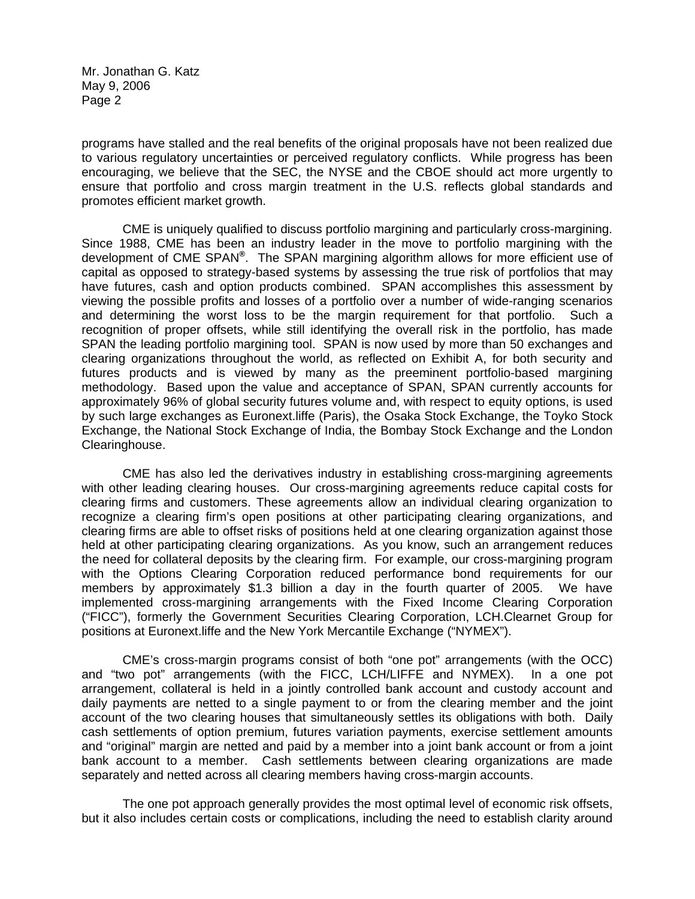programs have stalled and the real benefits of the original proposals have not been realized due to various regulatory uncertainties or perceived regulatory conflicts. While progress has been encouraging, we believe that the SEC, the NYSE and the CBOE should act more urgently to ensure that portfolio and cross margin treatment in the U.S. reflects global standards and promotes efficient market growth.

CME is uniquely qualified to discuss portfolio margining and particularly cross-margining. Since 1988, CME has been an industry leader in the move to portfolio margining with the development of CME SPAN®. The SPAN margining algorithm allows for more efficient use of capital as opposed to strategy-based systems by assessing the true risk of portfolios that may have futures, cash and option products combined. SPAN accomplishes this assessment by viewing the possible profits and losses of a portfolio over a number of wide-ranging scenarios and determining the worst loss to be the margin requirement for that portfolio. Such a recognition of proper offsets, while still identifying the overall risk in the portfolio, has made SPAN the leading portfolio margining tool. SPAN is now used by more than 50 exchanges and clearing organizations throughout the world, as reflected on Exhibit A, for both security and futures products and is viewed by many as the preeminent portfolio-based margining methodology. Based upon the value and acceptance of SPAN, SPAN currently accounts for approximately 96% of global security futures volume and, with respect to equity options, is used by such large exchanges as Euronext.liffe (Paris), the Osaka Stock Exchange, the Toyko Stock Exchange, the National Stock Exchange of India, the Bombay Stock Exchange and the London Clearinghouse.

CME has also led the derivatives industry in establishing cross-margining agreements with other leading clearing houses. Our cross-margining agreements reduce capital costs for clearing firms and customers. These agreements allow an individual clearing organization to recognize a clearing firm's open positions at other participating clearing organizations, and clearing firms are able to offset risks of positions held at one clearing organization against those held at other participating clearing organizations. As you know, such an arrangement reduces the need for collateral deposits by the clearing firm. For example, our cross-margining program with the Options Clearing Corporation reduced performance bond requirements for our members by approximately $1.3 billion a day in the fourth quarter of 2005. We have implemented cross-margining arrangements with the Fixed Income Clearing Corporation ("FICC"), formerly the Government Securities Clearing Corporation, LCH.Clearnet Group for positions at Euronext.liffe and the New York Mercantile Exchange ("NYMEX").

CME's cross-margin programs consist of both "one pot" arrangements (with the OCC) and "two pot" arrangements (with the FICC, LCH/LIFFE and NYMEX). In a one pot arrangement, collateral is held in a jointly controlled bank account and custody account and daily payments are netted to a single payment to or from the clearing member and the joint account of the two clearing houses that simultaneously settles its obligations with both. Daily cash settlements of option premium, futures variation payments, exercise settlement amounts and "original" margin are netted and paid by a member into a joint bank account or from a joint bank account to a member. Cash settlements between clearing organizations are made separately and netted across all clearing members having cross-margin accounts.

The one pot approach generally provides the most optimal level of economic risk offsets, but it also includes certain costs or complications, including the need to establish clarity around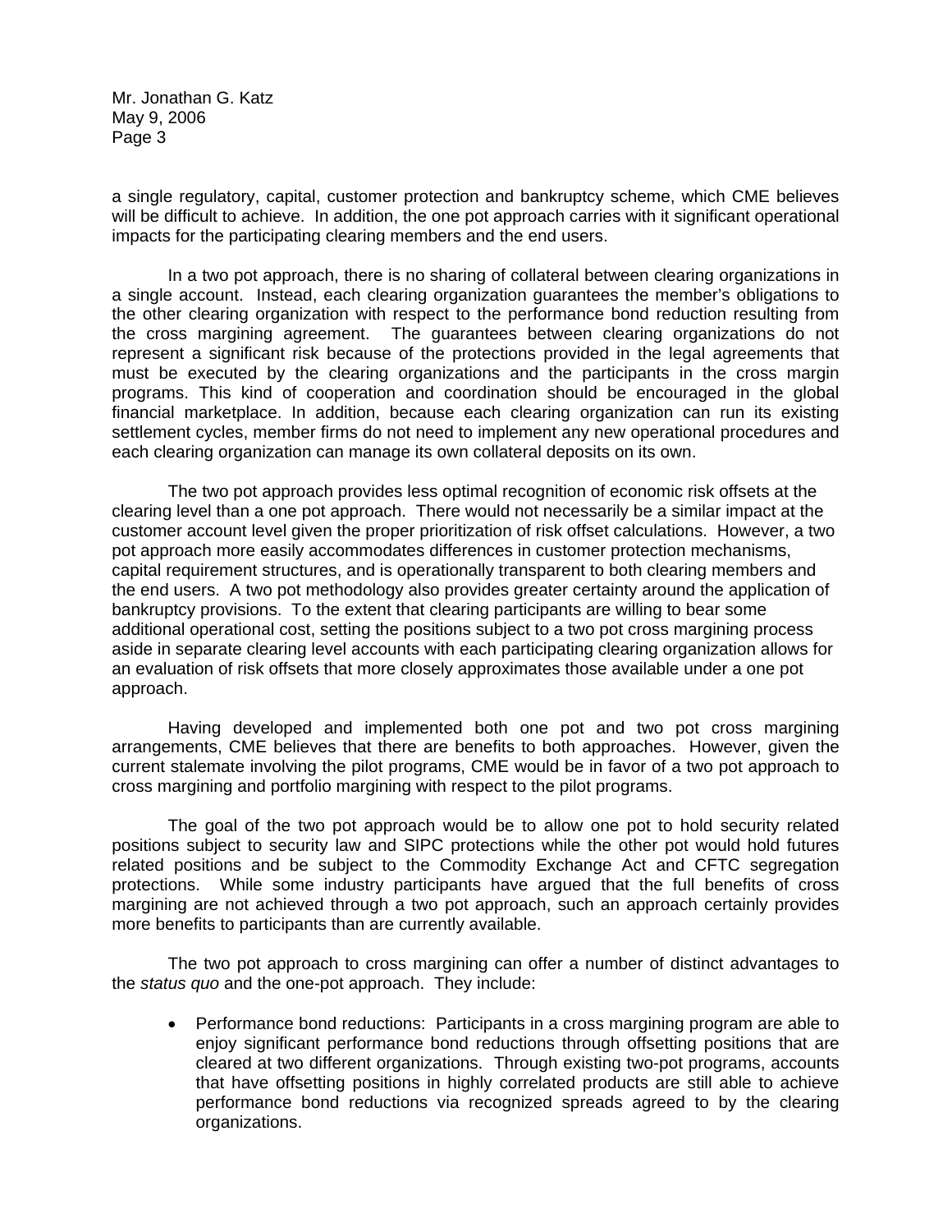a single regulatory, capital, customer protection and bankruptcy scheme, which CME believes will be difficult to achieve. In addition, the one pot approach carries with it significant operational impacts for the participating clearing members and the end users.

In a two pot approach, there is no sharing of collateral between clearing organizations in a single account. Instead, each clearing organization guarantees the member's obligations to the other clearing organization with respect to the performance bond reduction resulting from the cross margining agreement. The guarantees between clearing organizations do not represent a significant risk because of the protections provided in the legal agreements that must be executed by the clearing organizations and the participants in the cross margin programs. This kind of cooperation and coordination should be encouraged in the global financial marketplace. In addition, because each clearing organization can run its existing settlement cycles, member firms do not need to implement any new operational procedures and each clearing organization can manage its own collateral deposits on its own.

The two pot approach provides less optimal recognition of economic risk offsets at the clearing level than a one pot approach. There would not necessarily be a similar impact at the customer account level given the proper prioritization of risk offset calculations. However, a two pot approach more easily accommodates differences in customer protection mechanisms, capital requirement structures, and is operationally transparent to both clearing members and the end users. A two pot methodology also provides greater certainty around the application of bankruptcy provisions. To the extent that clearing participants are willing to bear some additional operational cost, setting the positions subject to a two pot cross margining process aside in separate clearing level accounts with each participating clearing organization allows for an evaluation of risk offsets that more closely approximates those available under a one pot approach.

Having developed and implemented both one pot and two pot cross margining arrangements, CME believes that there are benefits to both approaches. However, given the current stalemate involving the pilot programs, CME would be in favor of a two pot approach to cross margining and portfolio margining with respect to the pilot programs.

The goal of the two pot approach would be to allow one pot to hold security related positions subject to security law and SIPC protections while the other pot would hold futures related positions and be subject to the Commodity Exchange Act and CFTC segregation protections. While some industry participants have argued that the full benefits of cross margining are not achieved through a two pot approach, such an approach certainly provides more benefits to participants than are currently available.

The two pot approach to cross margining can offer a number of distinct advantages to the *status quo* and the one-pot approach. They include:

- Performance bond reductions: Participants in a cross margining program are able to enjoy significant performance bond reductions through offsetting positions that are cleared at two different organizations. Through existing two-pot programs, accounts that have offsetting positions in highly correlated products are still able to achieve performance bond reductions via recognized spreads agreed to by the clearing organizations.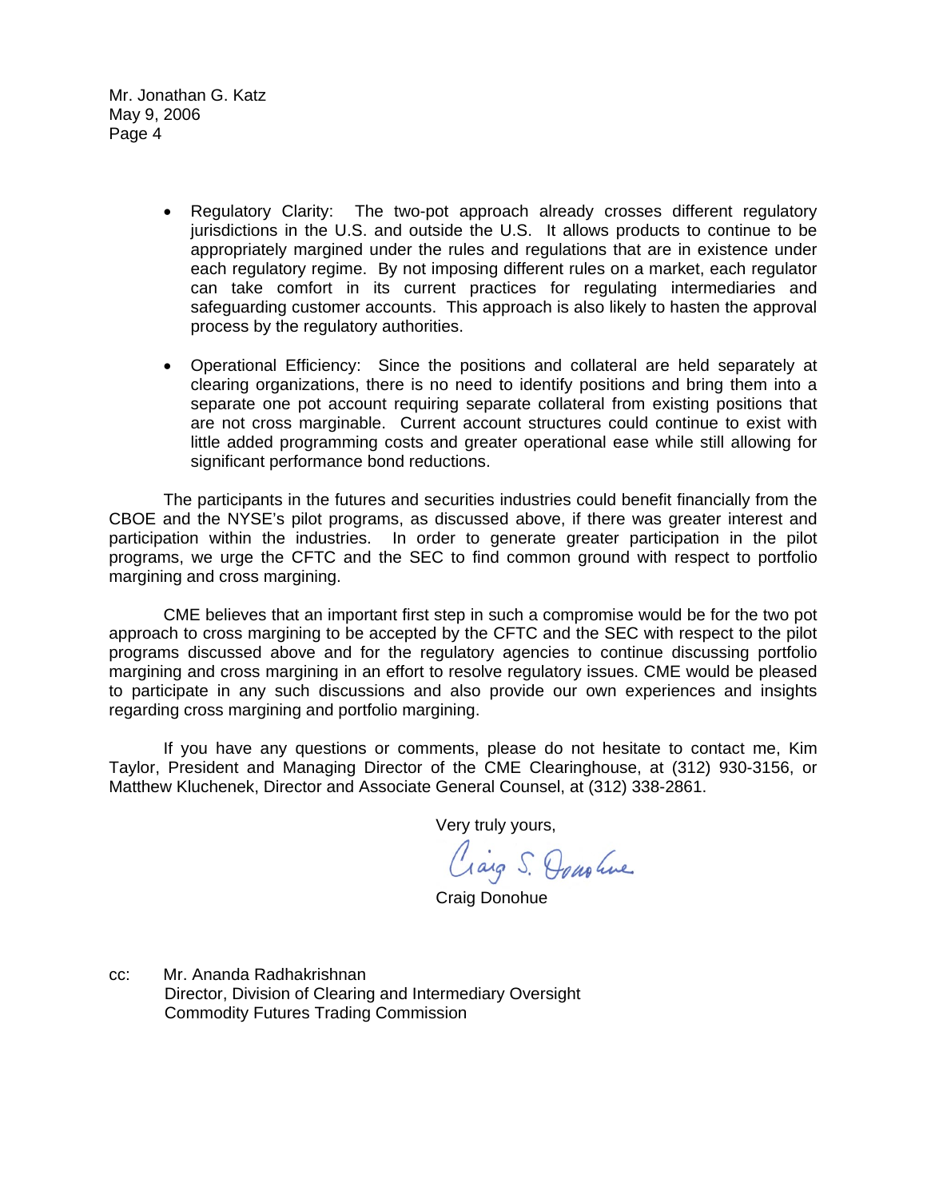- Regulatory Clarity: The two-pot approach already crosses different regulatory jurisdictions in the U.S. and outside the U.S. It allows products to continue to be appropriately margined under the rules and regulations that are in existence under each regulatory regime. By not imposing different rules on a market, each regulator can take comfort in its current practices for regulating intermediaries and safeguarding customer accounts. This approach is also likely to hasten the approval process by the regulatory authorities.

- Operational Efficiency: Since the positions and collateral are held separately at clearing organizations, there is no need to identify positions and bring them into a separate one pot account requiring separate collateral from existing positions that are not cross marginable. Current account structures could continue to exist with little added programming costs and greater operational ease while still allowing for significant performance bond reductions.

The participants in the futures and securities industries could benefit financially from the CBOE and the NYSE's pilot programs, as discussed above, if there was greater interest and participation within the industries. In order to generate greater participation in the pilot programs, we urge the CFTC and the SEC to find common ground with respect to portfolio margining and cross margining.

CME believes that an important first step in such a compromise would be for the two pot approach to cross margining to be accepted by the CFTC and the SEC with respect to the pilot programs discussed above and for the regulatory agencies to continue discussing portfolio margining and cross margining in an effort to resolve regulatory issues. CME would be pleased to participate in any such discussions and also provide our own experiences and insights regarding cross margining and portfolio margining.

If you have any questions or comments, please do not hesitate to contact me, Kim Taylor, President and Managing Director of the CME Clearinghouse, at (312) 930-3156, or Matthew Kluchenek, Director and Associate General Counsel, at (312) 338-2861.

Very truly yours,

Craig S. Donohue

Craig Donohue

cc: Mr. Ananda Radhakrishnan
Director, Division of Clearing and Intermediary Oversight
Commodity Futures Trading Commission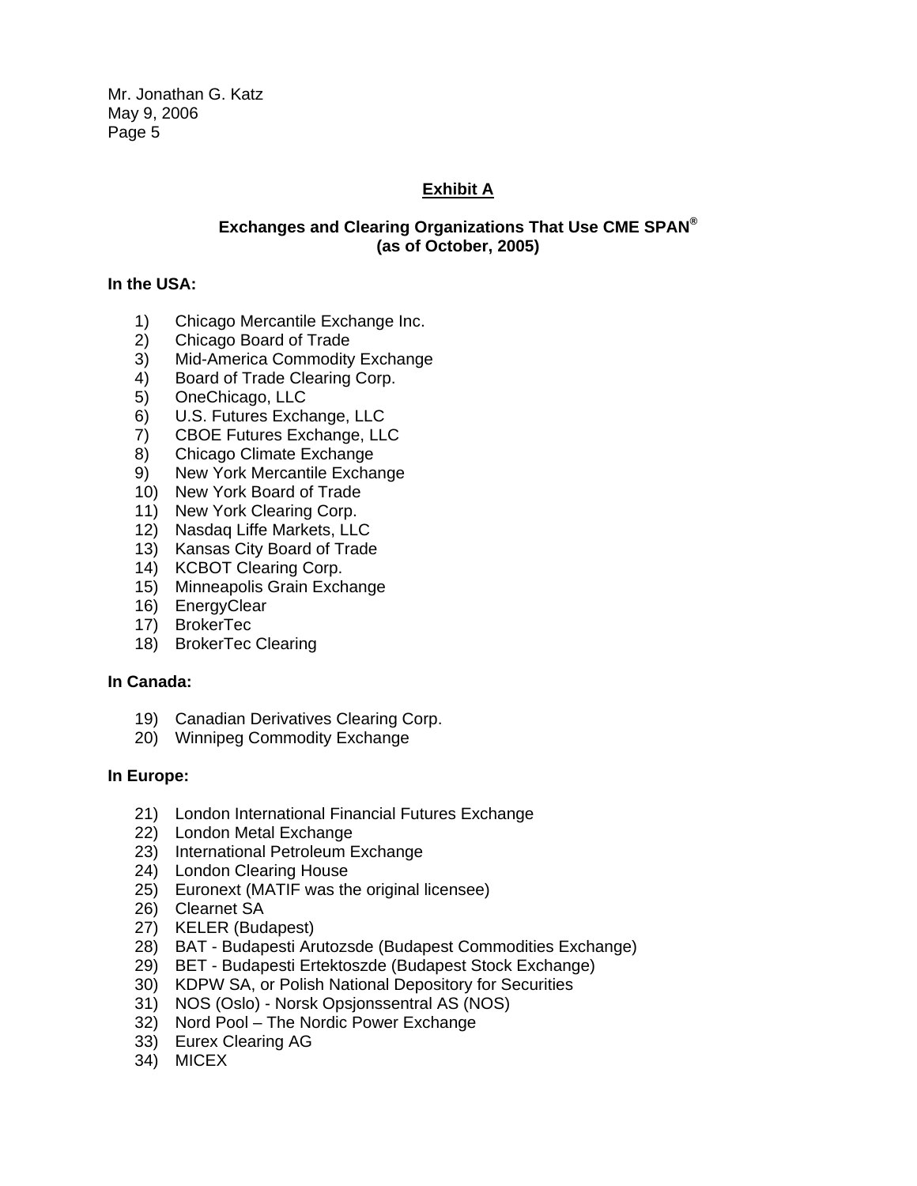## Exhibit A

### Exchanges and Clearing Organizations That Use CME SPAN®
### (as of October, 2005)

**In the USA:**

1) Chicago Mercantile Exchange Inc.
2) Chicago Board of Trade
3) Mid-America Commodity Exchange
4) Board of Trade Clearing Corp.
5) OneChicago, LLC
6) U.S. Futures Exchange, LLC
7) CBOE Futures Exchange, LLC
8) Chicago Climate Exchange
9) New York Mercantile Exchange
10) New York Board of Trade
11) New York Clearing Corp.
12) Nasdaq Liffe Markets, LLC
13) Kansas City Board of Trade
14) KCBOT Clearing Corp.
15) Minneapolis Grain Exchange
16) EnergyClear
17) BrokerTec
18) BrokerTec Clearing

**In Canada:**

19) Canadian Derivatives Clearing Corp.
20) Winnipeg Commodity Exchange

**In Europe:**

21) London International Financial Futures Exchange
22) London Metal Exchange
23) International Petroleum Exchange
24) London Clearing House
25) Euronext (MATIF was the original licensee)
26) Clearnet SA
27) KELER (Budapest)
28) BAT - Budapesti Arutozsde (Budapest Commodities Exchange)
29) BET - Budapesti Ertektoszde (Budapest Stock Exchange)
30) KDPW SA, or Polish National Depository for Securities
31) NOS (Oslo) - Norsk Opsjonssentral AS (NOS)
32) Nord Pool – The Nordic Power Exchange
33) Eurex Clearing AG
34) MICEX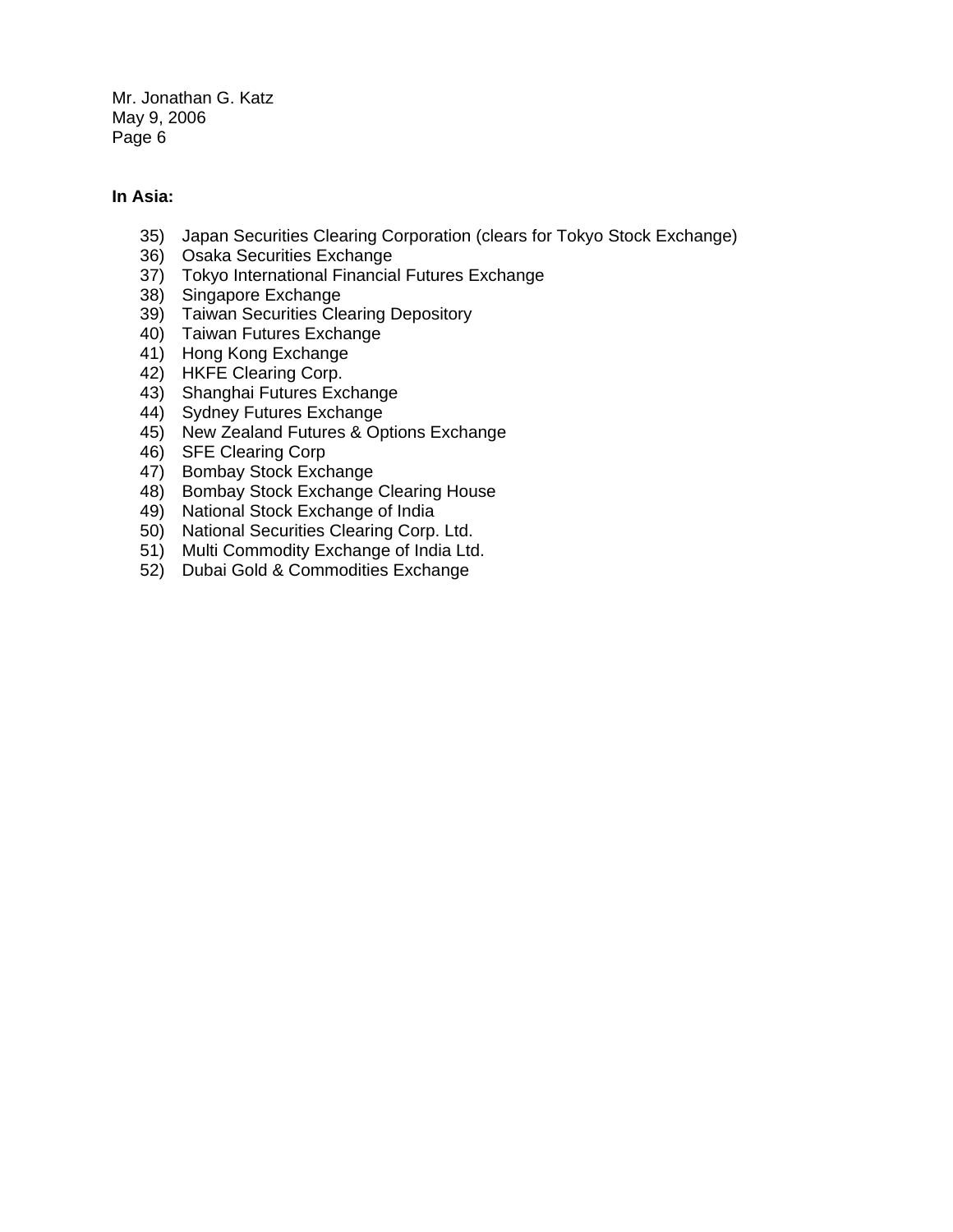**In Asia:**

35) Japan Securities Clearing Corporation (clears for Tokyo Stock Exchange)
36) Osaka Securities Exchange
37) Tokyo International Financial Futures Exchange
38) Singapore Exchange
39) Taiwan Securities Clearing Depository
40) Taiwan Futures Exchange
41) Hong Kong Exchange
42) HKFE Clearing Corp.
43) Shanghai Futures Exchange
44) Sydney Futures Exchange
45) New Zealand Futures & Options Exchange
46) SFE Clearing Corp
47) Bombay Stock Exchange
48) Bombay Stock Exchange Clearing House
49) National Stock Exchange of India
50) National Securities Clearing Corp. Ltd.
51) Multi Commodity Exchange of India Ltd.
52) Dubai Gold & Commodities Exchange